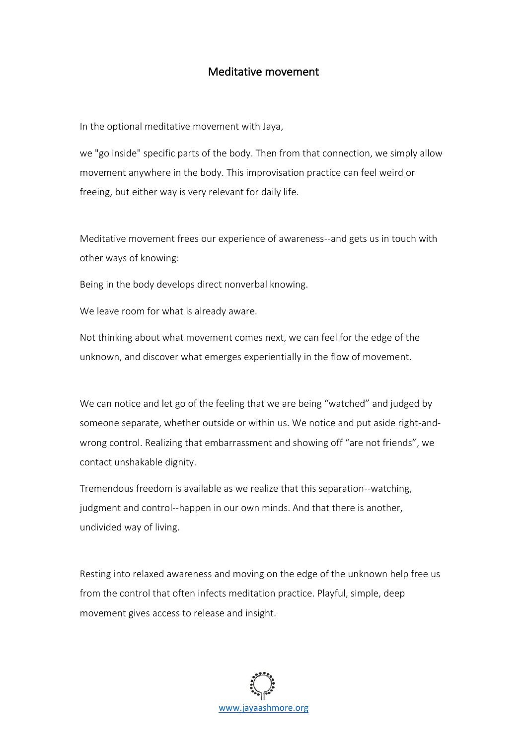# Meditative movement

In the optional meditative movement with Jaya,

we "go inside" specific parts of the body. Then from that connection, we simply allow movement anywhere in the body. This improvisation practice can feel weird or freeing, but either way is very relevant for daily life.

Meditative movement frees our experience of awareness--and gets us in touch with other ways of knowing:

Being in the body develops direct nonverbal knowing.

We leave room for what is already aware.

Not thinking about what movement comes next, we can feel for the edge of the unknown, and discover what emerges experientially in the flow of movement.

We can notice and let go of the feeling that we are being "watched" and judged by someone separate, whether outside or within us. We notice and put aside right-and-wrong control. Realizing that embarrassment and showing off "are not friends", we contact unshakable dignity.

Tremendous freedom is available as we realize that this separation--watching, judgment and control--happen in our own minds. And that there is another, undivided way of living.

Resting into relaxed awareness and moving on the edge of the unknown help free us from the control that often infects meditation practice. Playful, simple, deep movement gives access to release and insight.

www.jayaashmore.org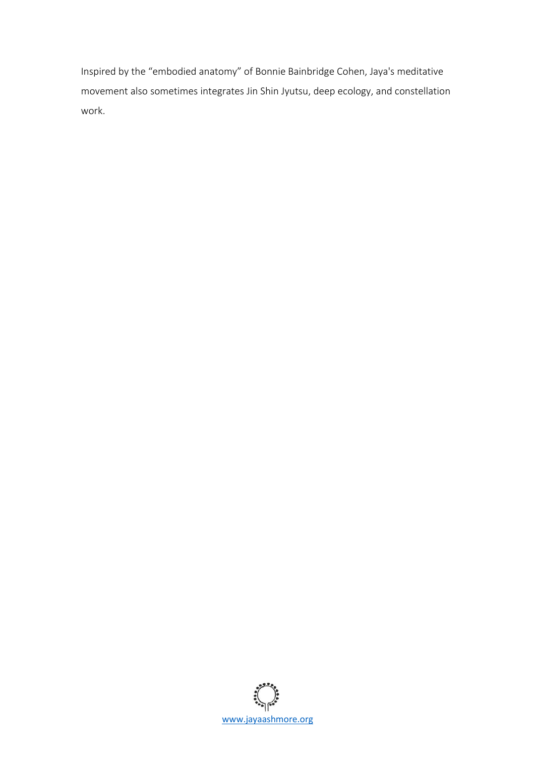Inspired by the “embodied anatomy” of Bonnie Bainbridge Cohen, Jaya's meditative movement also sometimes integrates Jin Shin Jyutsu, deep ecology, and constellation work.